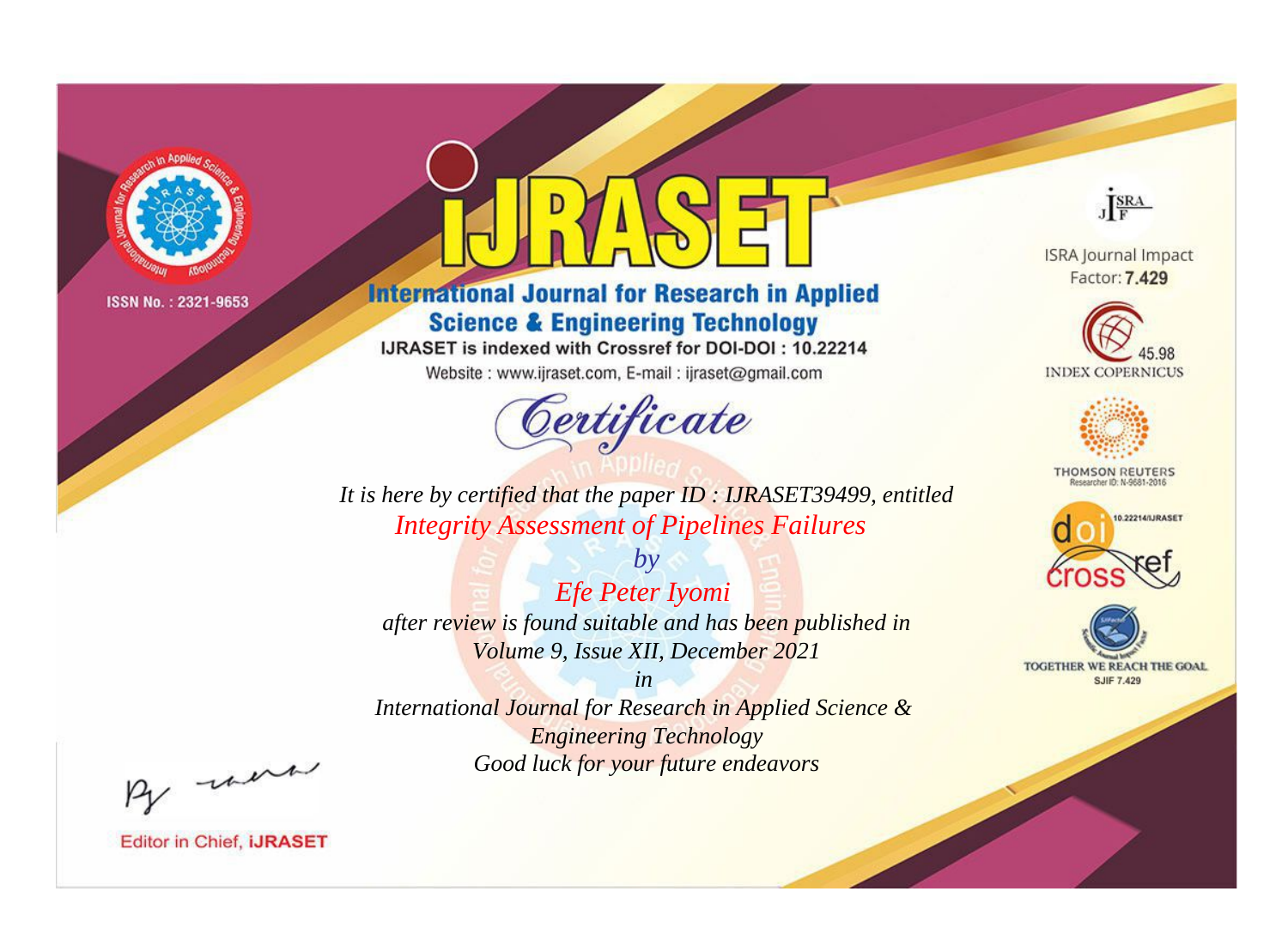ISSN No. : 2321-9653

# IJRASET

## International Journal for Research in Applied Science & Engineering Technology

IJRASET is indexed with Crossref for DOI-DOI : 10.22214

Website : www.ijraset.com, E-mail : ijraset@gmail.com

## Certificate

*It is here by certified that the paper ID : IJRASET39499, entitled*

*Integrity Assessment of Pipelines Failures*

*by*

*Efe Peter Iyomi*

*after review is found suitable and has been published in*

*Volume 9, Issue XII, December 2021*

*in*

*International Journal for Research in Applied Science & Engineering Technology*

*Good luck for your future endeavors*

ISRA Journal Impact Factor: **7.429**

45.98 INDEX COPERNICUS

THOMSON REUTERS Researcher ID: N-9681-2016

10.22214/IJRASET

TOGETHER WE REACH THE GOAL SJIF 7.429

Editor in Chief, **IJRASET**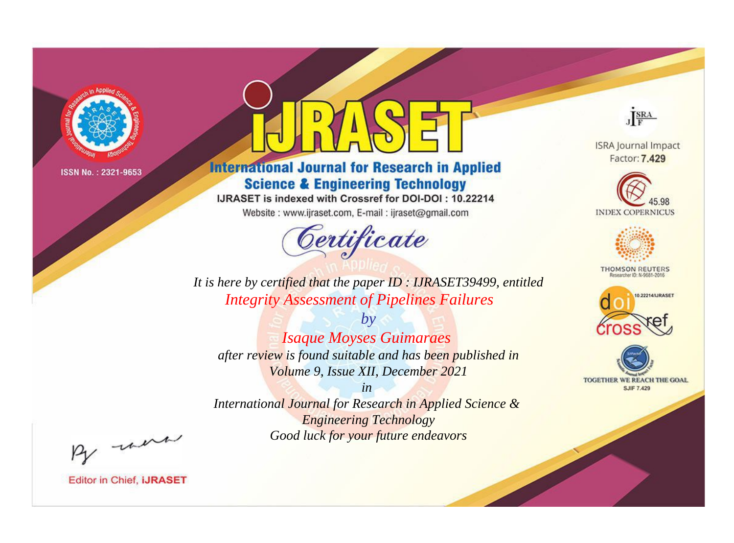ISSN No. : 2321-9653

# iJRASET

## International Journal for Research in Applied Science & Engineering Technology

IJRASET is indexed with Crossref for DOI-DOI : 10.22214

Website : www.ijraset.com, E-mail : ijraset@gmail.com

### *Certificate*

*It is here by certified that the paper ID : IJRASET39499, entitled*

*Integrity Assessment of Pipelines Failures*

*by*

*Isaque Moyses Guimaraes*

*after review is found suitable and has been published in*

*Volume 9, Issue XII, December 2021*

*in*

*International Journal for Research in Applied Science & Engineering Technology*

*Good luck for your future endeavors*

Editor in Chief, **iJRASET**

ISRA Journal Impact Factor: **7.429**

45.98 INDEX COPERNICUS

THOMSON REUTERS Researcher ID: N-9681-2016

10.22214/IJRASET

TOGETHER WE REACH THE GOAL SJIF 7.429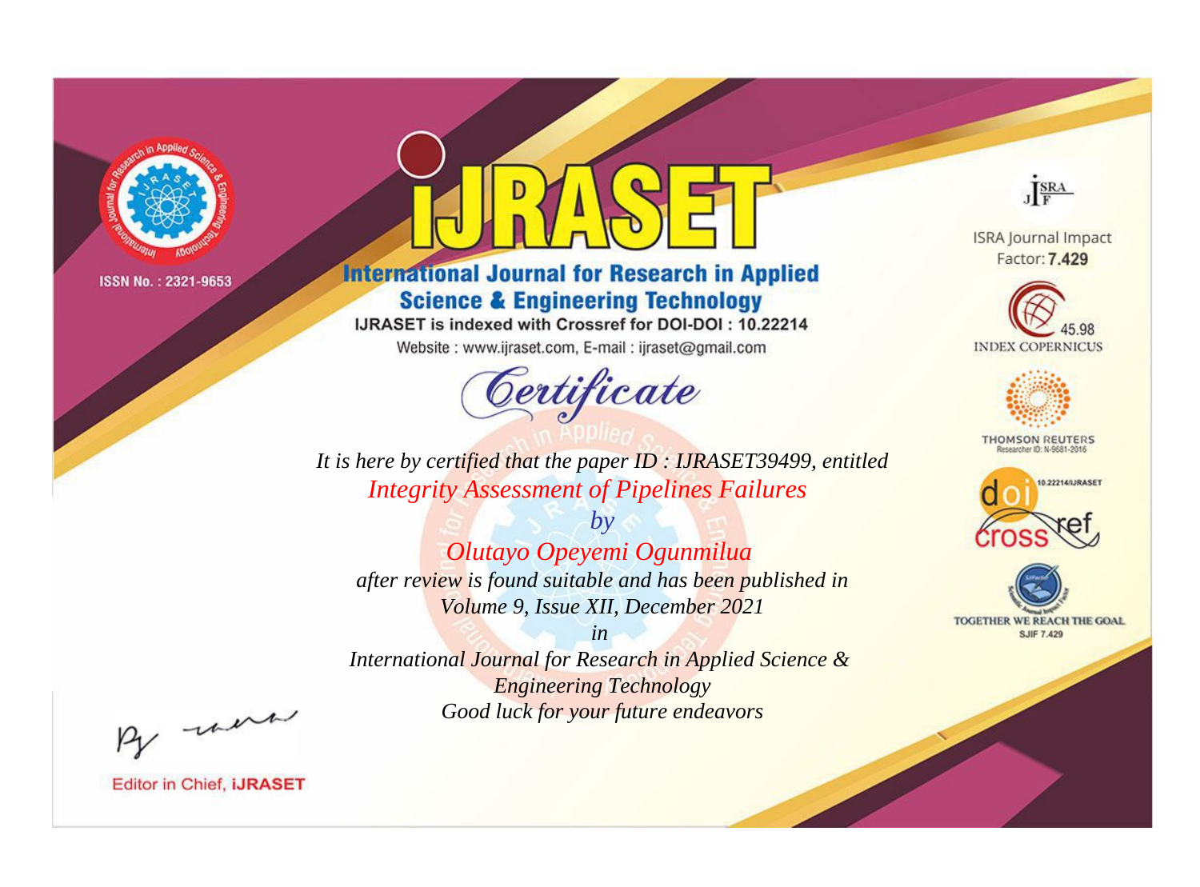ISSN No. : 2321-9653

# International Journal for Research in Applied Science & Engineering Technology

IJRASET is indexed with Crossref for DOI-DOI : 10.22214

Website : www.ijraset.com, E-mail : ijraset@gmail.com

## Certificate

*It is here by certified that the paper ID : IJRASET39499, entitled*

*Integrity Assessment of Pipelines Failures*

*by*

*Olutayo Opeyemi Ogunmilua*

*after review is found suitable and has been published in*

*Volume 9, Issue XII, December 2021*

*in*

*International Journal for Research in Applied Science & Engineering Technology*

*Good luck for your future endeavors*

ISRA Journal Impact Factor: **7.429**

45.98 INDEX COPERNICUS

THOMSON REUTERS Researcher ID: N-9681-2016

10.22214/IJRASET

TOGETHER WE REACH THE GOAL SJIF 7.429

Editor in Chief, **iJRASET**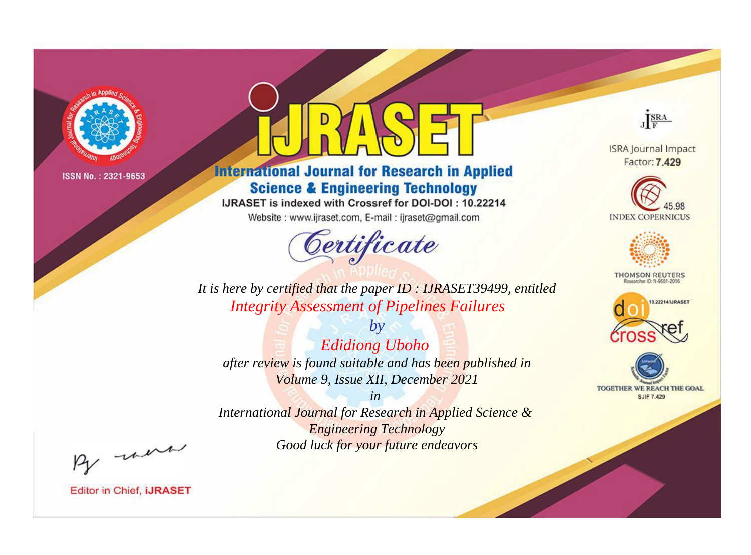ISSN No. : 2321-9653

# iJRASET

## International Journal for Research in Applied Science & Engineering Technology

IJRASET is indexed with Crossref for DOI-DOI : 10.22214

Website : www.ijraset.com, E-mail : ijraset@gmail.com

ISRA Journal Impact Factor: **7.429**

45.98 INDEX COPERNICUS

THOMSON REUTERS Researcher ID: N-9681-2016

10.22214/IJRASET

TOGETHER WE REACH THE GOAL SJIF 7.429

*Certificate*

*It is here by certified that the paper ID : IJRASET39499, entitled*

*Integrity Assessment of Pipelines Failures*

*by*

*Edidiong Uboho*

*after review is found suitable and has been published in*

*Volume 9, Issue XII, December 2021*

*in*

*International Journal for Research in Applied Science & Engineering Technology*

*Good luck for your future endeavors*

Editor in Chief, **iJRASET**